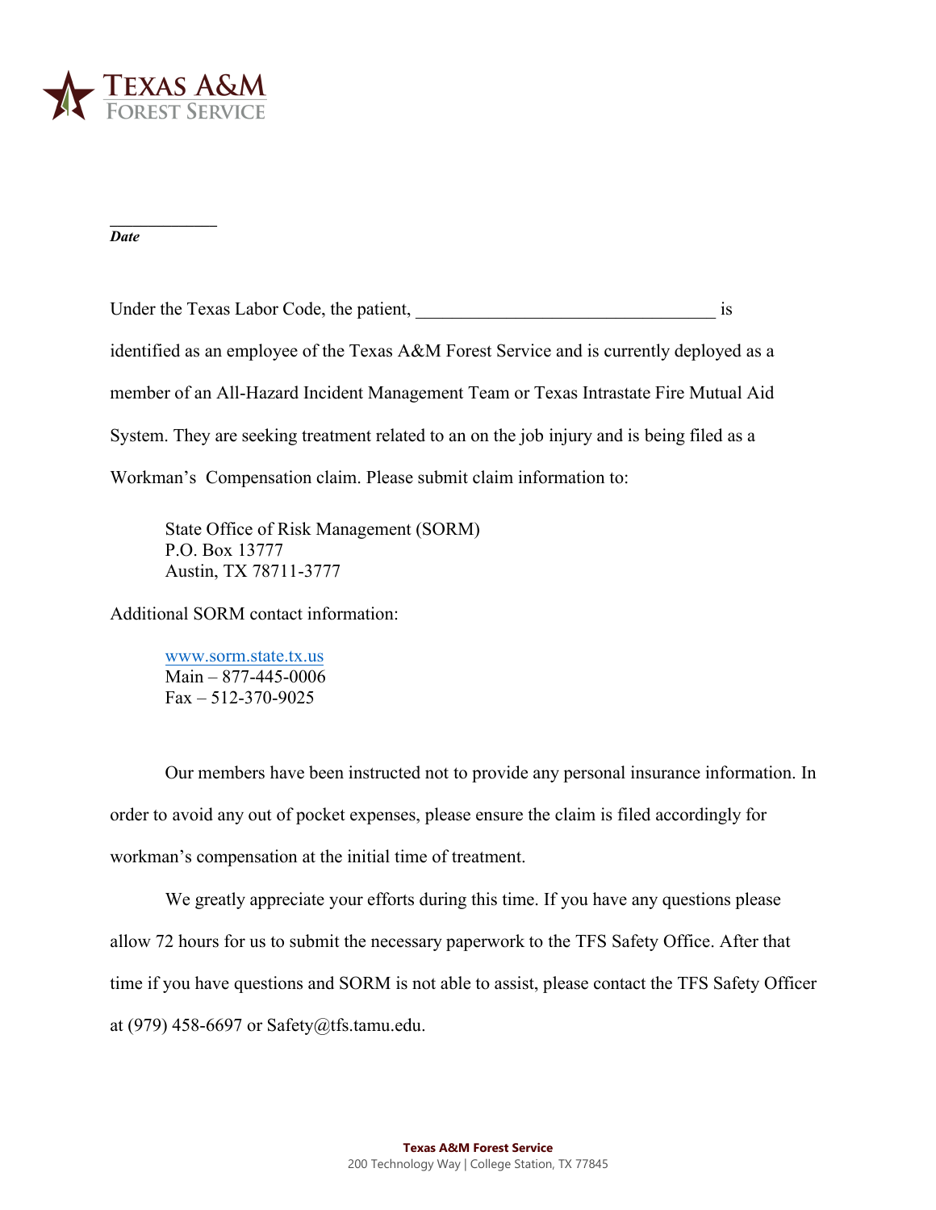**TEXAS A&M**
**FOREST SERVICE**

\_\_\_\_\_\_\_\_\_\_\_\_

***Date***

Under the Texas Labor Code, the patient, \_\_\_\_\_\_\_\_\_\_\_\_\_\_\_\_\_\_\_\_\_\_\_\_\_\_\_\_\_\_\_\_\_\_ is identified as an employee of the Texas A&M Forest Service and is currently deployed as a member of an All-Hazard Incident Management Team or Texas Intrastate Fire Mutual Aid System. They are seeking treatment related to an on the job injury and is being filed as a Workman's Compensation claim. Please submit claim information to:

> State Office of Risk Management (SORM)
> P.O. Box 13777
> Austin, TX 78711-3777

Additional SORM contact information:

> www.sorm.state.tx.us
> Main – 877-445-0006
> Fax – 512-370-9025

Our members have been instructed not to provide any personal insurance information. In order to avoid any out of pocket expenses, please ensure the claim is filed accordingly for workman's compensation at the initial time of treatment.

We greatly appreciate your efforts during this time. If you have any questions please allow 72 hours for us to submit the necessary paperwork to the TFS Safety Office. After that time if you have questions and SORM is not able to assist, please contact the TFS Safety Officer at (979) 458-6697 or Safety@tfs.tamu.edu.

**Texas A&M Forest Service**
200 Technology Way | College Station, TX 77845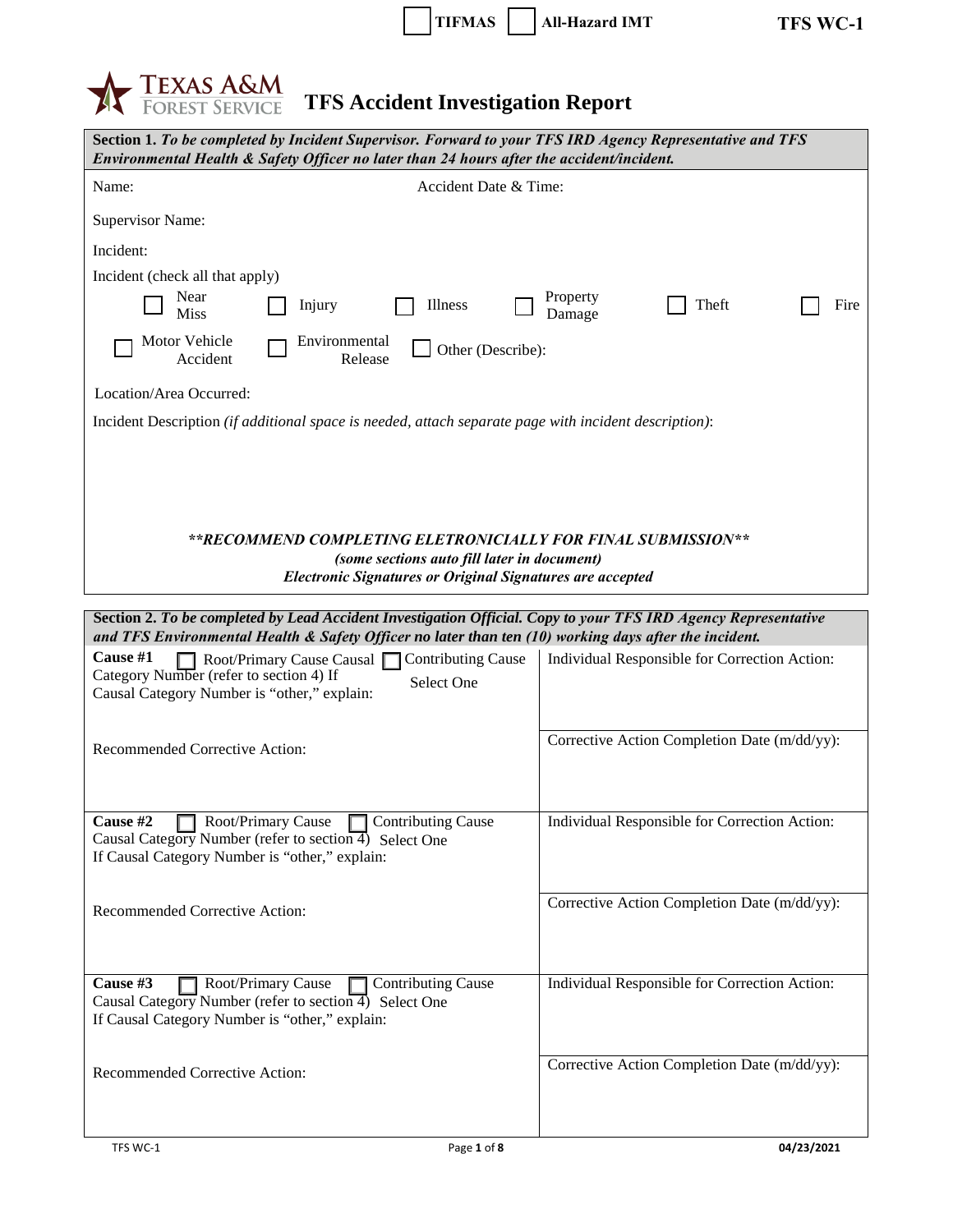☐ TIFMAS ☐ All-Hazard IMT

**TFS WC-1**

# TFS Accident Investigation Report

| **Section 1.** ***To be completed by Incident Supervisor. Forward to your TFS IRD Agency Representative and TFS Environmental Health & Safety Officer no later than 24 hours after the accident/incident.*** |
|---|
| Name: Accident Date & Time: |
| Supervisor Name: |
| Incident: |
| Incident (check all that apply)<br>☐ Near Miss ☐ Injury ☐ Illness ☐ Property Damage ☐ Theft ☐ Fire<br>☐ Motor Vehicle Accident ☐ Environmental Release ☐ Other (Describe): |
| Location/Area Occurred: |
| Incident Description *(if additional space is needed, attach separate page with incident description)*: |
| ***\*\*RECOMMEND COMPLETING ELETRONICIALLY FOR FINAL SUBMISSION\*\****<br>***(some sections auto fill later in document)***<br>***Electronic Signatures or Original Signatures are accepted*** |

| **Section 2.** ***To be completed by Lead Accident Investigation Official. Copy to your TFS IRD Agency Representative and TFS Environmental Health & Safety Officer no later than ten (10) working days after the incident.*** | |
|---|---|
| **Cause #1** ☐ Root/Primary Cause Causal ☐ Contributing Cause<br>Category Number (refer to section 4) If Select One<br>Causal Category Number is "other," explain: | Individual Responsible for Correction Action: |
| Recommended Corrective Action: | Corrective Action Completion Date (m/dd/yy): |
| **Cause #2** ☐ Root/Primary Cause ☐ Contributing Cause<br>Causal Category Number (refer to section 4) Select One<br>If Causal Category Number is "other," explain: | Individual Responsible for Correction Action: |
| Recommended Corrective Action: | Corrective Action Completion Date (m/dd/yy): |
| **Cause #3** ☐ Root/Primary Cause ☐ Contributing Cause<br>Causal Category Number (refer to section 4) Select One<br>If Causal Category Number is "other," explain: | Individual Responsible for Correction Action: |
| Recommended Corrective Action: | Corrective Action Completion Date (m/dd/yy): |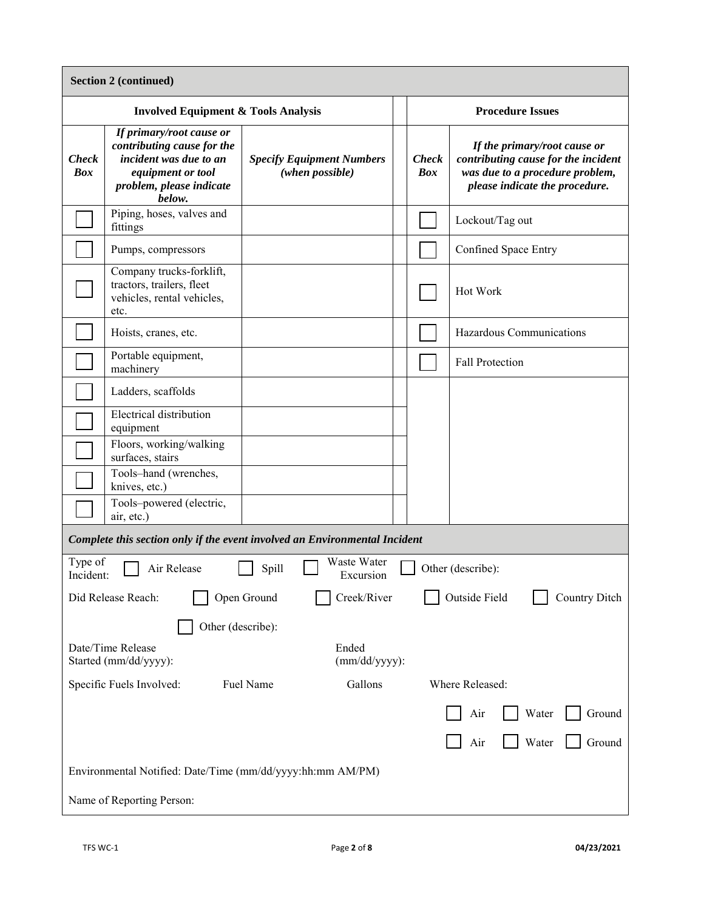**Section 2 (continued)**

| Involved Equipment & Tools Analysis | | | | Procedure Issues | |
|---|---|---|---|---|---|
| ***Check Box*** | ***If primary/root cause or contributing cause for the incident was due to an equipment or tool problem, please indicate below.*** | ***Specify Equipment Numbers (when possible)*** | | ***Check Box*** | ***If the primary/root cause or contributing cause for the incident was due to a procedure problem, please indicate the procedure.*** |
| ☐ | Piping, hoses, valves and fittings | | | ☐ | Lockout/Tag out |
| ☐ | Pumps, compressors | | | ☐ | Confined Space Entry |
| ☐ | Company trucks-forklift, tractors, trailers, fleet vehicles, rental vehicles, etc. | | | ☐ | Hot Work |
| ☐ | Hoists, cranes, etc. | | | ☐ | Hazardous Communications |
| ☐ | Portable equipment, machinery | | | ☐ | Fall Protection |
| ☐ | Ladders, scaffolds | | | | |
| ☐ | Electrical distribution equipment | | | | |
| ☐ | Floors, working/walking surfaces, stairs | | | | |
| ☐ | Tools–hand (wrenches, knives, etc.) | | | | |
| ☐ | Tools–powered (electric, air, etc.) | | | | |

***Complete this section only if the event involved an Environmental Incident***

Type of Incident: ☐ Air Release ☐ Spill ☐ Waste Water Excursion ☐ Other (describe):

Did Release Reach: ☐ Open Ground ☐ Creek/River ☐ Outside Field ☐ Country Ditch

☐ Other (describe):

Date/Time Release Started (mm/dd/yyyy):

Ended (mm/dd/yyyy):

| Specific Fuels Involved: | Fuel Name | Gallons | Where Released: |
|---|---|---|---|
| | | | ☐ Air ☐ Water ☐ Ground |
| | | | ☐ Air ☐ Water ☐ Ground |

Environmental Notified: Date/Time (mm/dd/yyyy:hh:mm AM/PM)

Name of Reporting Person: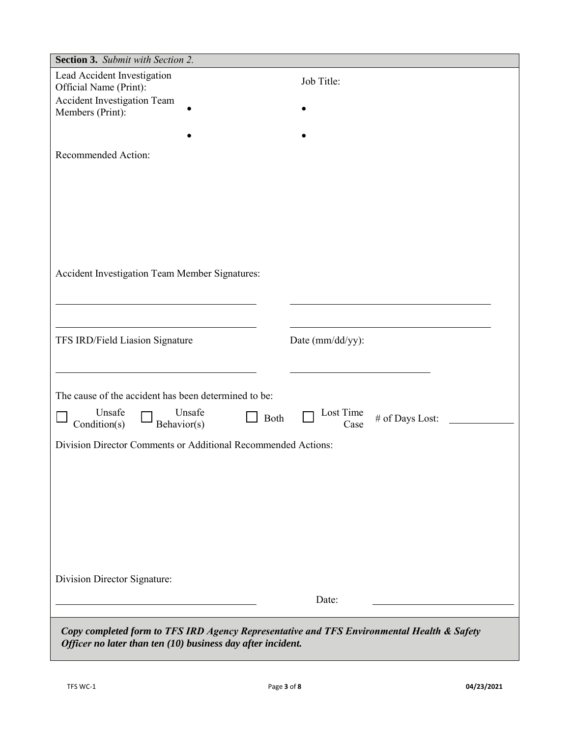**Section 3.** *Submit with Section 2.*

Lead Accident Investigation Official Name (Print): Job Title:

Accident Investigation Team Members (Print):

- 
- 
- 
- 

Recommended Action:

Accident Investigation Team Member Signatures:

______________________________ ______________________________

______________________________ ______________________________

TFS IRD/Field Liasion Signature Date (mm/dd/yy):

______________________________ ____________________

The cause of the accident has been determined to be:

☐ Unsafe Condition(s) ☐ Unsafe Behavior(s) ☐ Both ☐ Lost Time Case # of Days Lost: __________

Division Director Comments or Additional Recommended Actions:

Division Director Signature:

______________________________ Date: ____________________

***Copy completed form to TFS IRD Agency Representative and TFS Environmental Health & Safety Officer no later than ten (10) business day after incident.***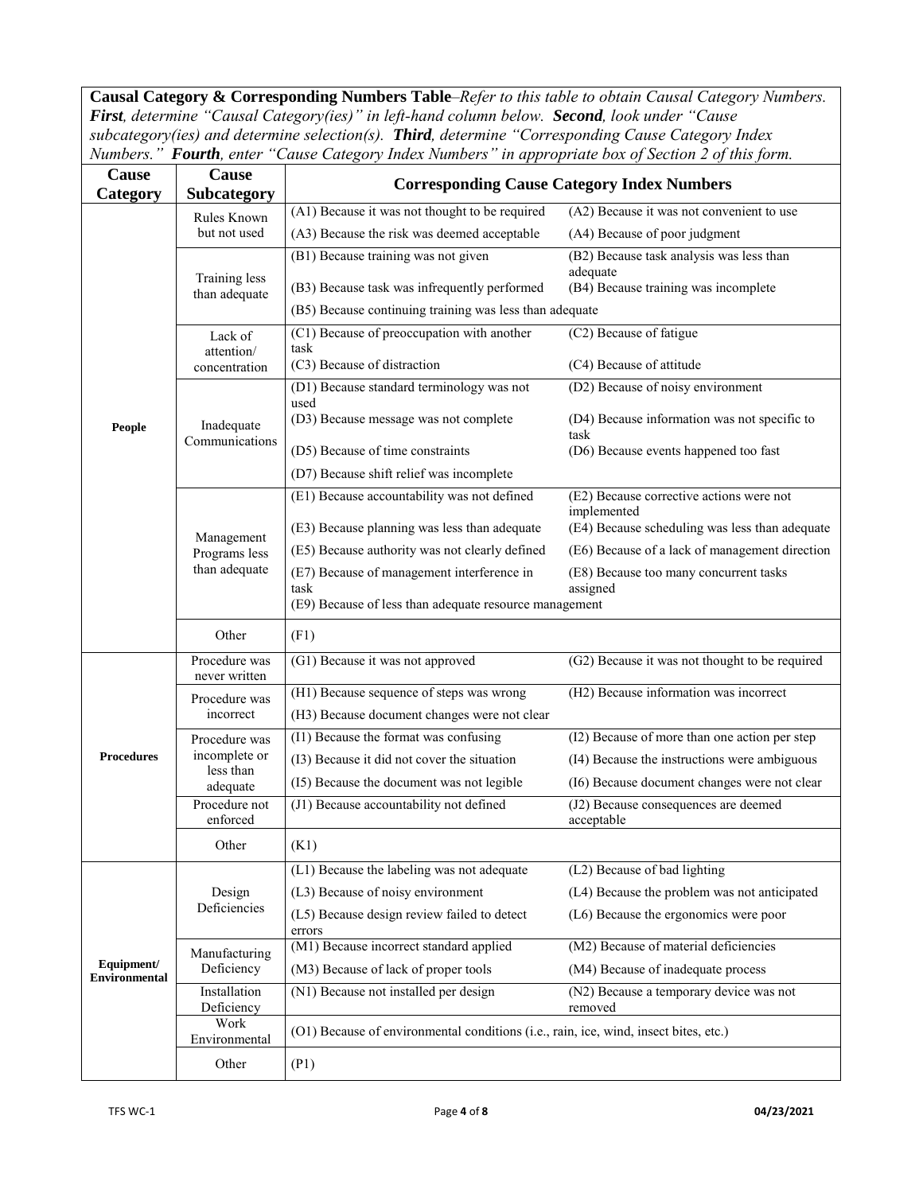**Causal Category & Corresponding Numbers Table**–*Refer to this table to obtain Causal Category Numbers.* ***First****, determine "Causal Category(ies)" in left-hand column below.* ***Second****, look under "Cause subcategory(ies) and determine selection(s).* ***Third****, determine "Corresponding Cause Category Index Numbers."* ***Fourth****, enter "Cause Category Index Numbers" in appropriate box of Section 2 of this form.*

| Cause Category | Cause Subcategory | Corresponding Cause Category Index Numbers | |
|---|---|---|---|
| People | Rules Known but not used | (A1) Because it was not thought to be required | (A2) Because it was not convenient to use |
| | | (A3) Because the risk was deemed acceptable | (A4) Because of poor judgment |
| | Training less than adequate | (B1) Because training was not given | (B2) Because task analysis was less than adequate |
| | | (B3) Because task was infrequently performed | (B4) Because training was incomplete |
| | | (B5) Because continuing training was less than adequate | |
| | Lack of attention/ concentration | (C1) Because of preoccupation with another task | (C2) Because of fatigue |
| | | (C3) Because of distraction | (C4) Because of attitude |
| | Inadequate Communications | (D1) Because standard terminology was not used | (D2) Because of noisy environment |
| | | (D3) Because message was not complete | (D4) Because information was not specific to task |
| | | (D5) Because of time constraints | (D6) Because events happened too fast |
| | | (D7) Because shift relief was incomplete | |
| | Management Programs less than adequate | (E1) Because accountability was not defined | (E2) Because corrective actions were not implemented |
| | | (E3) Because planning was less than adequate | (E4) Because scheduling was less than adequate |
| | | (E5) Because authority was not clearly defined | (E6) Because of a lack of management direction |
| | | (E7) Because of management interference in task | (E8) Because too many concurrent tasks assigned |
| | | (E9) Because of less than adequate resource management | |
| | Other | (F1) | |
| Procedures | Procedure was never written | (G1) Because it was not approved | (G2) Because it was not thought to be required |
| | Procedure was incorrect | (H1) Because sequence of steps was wrong | (H2) Because information was incorrect |
| | | (H3) Because document changes were not clear | |
| | Procedure was incomplete or less than adequate | (I1) Because the format was confusing | (I2) Because of more than one action per step |
| | | (I3) Because it did not cover the situation | (I4) Because the instructions were ambiguous |
| | | (I5) Because the document was not legible | (I6) Because document changes were not clear |
| | Procedure not enforced | (J1) Because accountability not defined | (J2) Because consequences are deemed acceptable |
| | Other | (K1) | |
| Equipment/ Environmental | Design Deficiencies | (L1) Because the labeling was not adequate | (L2) Because of bad lighting |
| | | (L3) Because of noisy environment | (L4) Because the problem was not anticipated |
| | | (L5) Because design review failed to detect errors | (L6) Because the ergonomics were poor |
| | Manufacturing Deficiency | (M1) Because incorrect standard applied | (M2) Because of material deficiencies |
| | | (M3) Because of lack of proper tools | (M4) Because of inadequate process |
| | Installation Deficiency | (N1) Because not installed per design | (N2) Because a temporary device was not removed |
| | Work Environmental | (O1) Because of environmental conditions (i.e., rain, ice, wind, insect bites, etc.) | |
| | Other | (P1) | |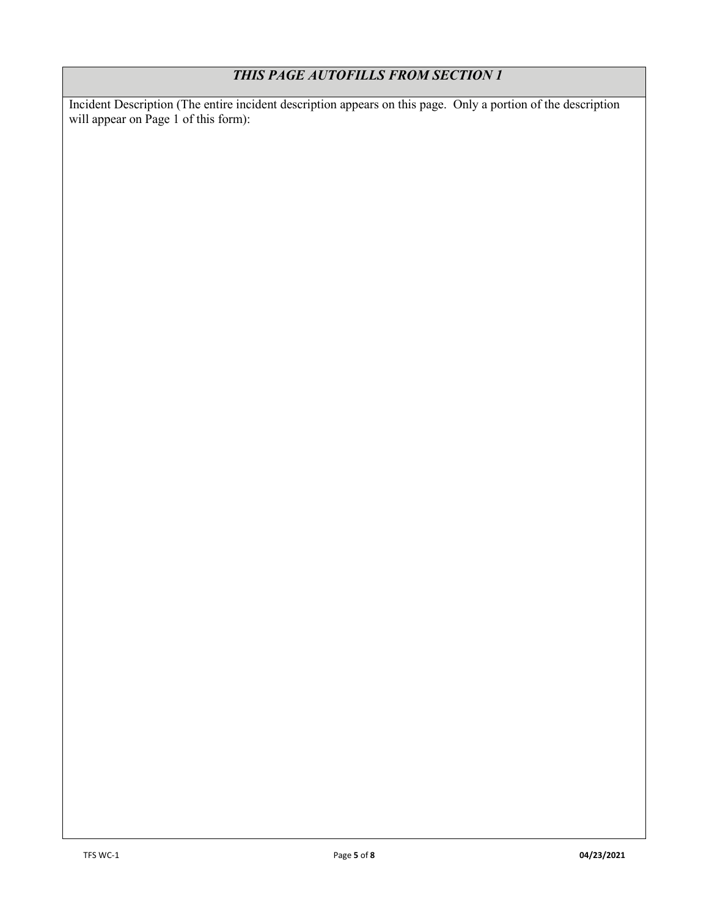## *THIS PAGE AUTOFILLS FROM SECTION 1*

Incident Description (The entire incident description appears on this page. Only a portion of the description will appear on Page 1 of this form):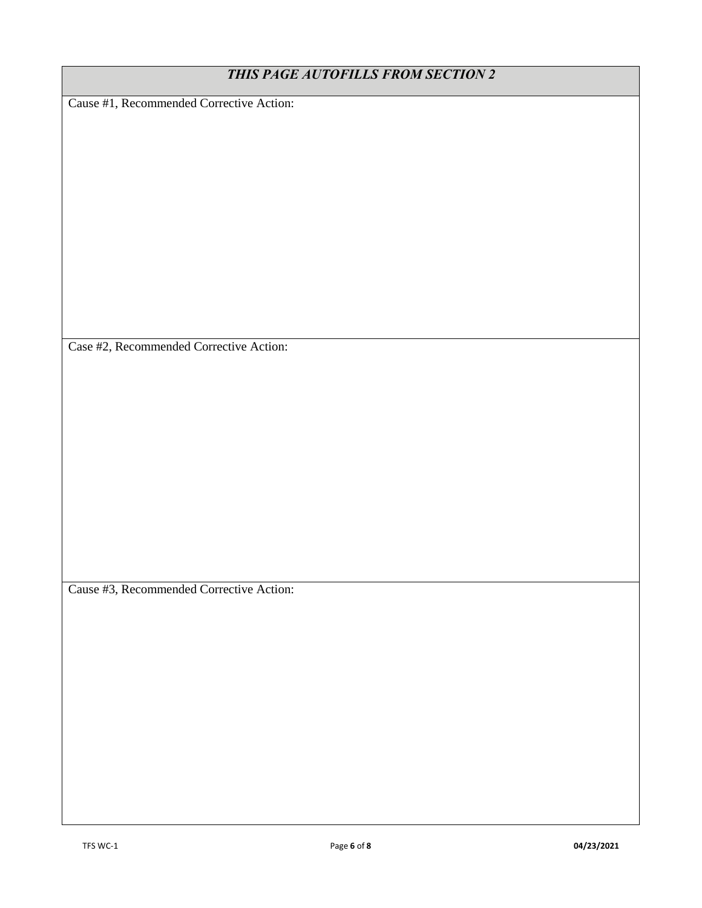| ***THIS PAGE AUTOFILLS FROM SECTION 2*** |
| --- |
| Cause #1, Recommended Corrective Action: |
| Case #2, Recommended Corrective Action: |
| Cause #3, Recommended Corrective Action: |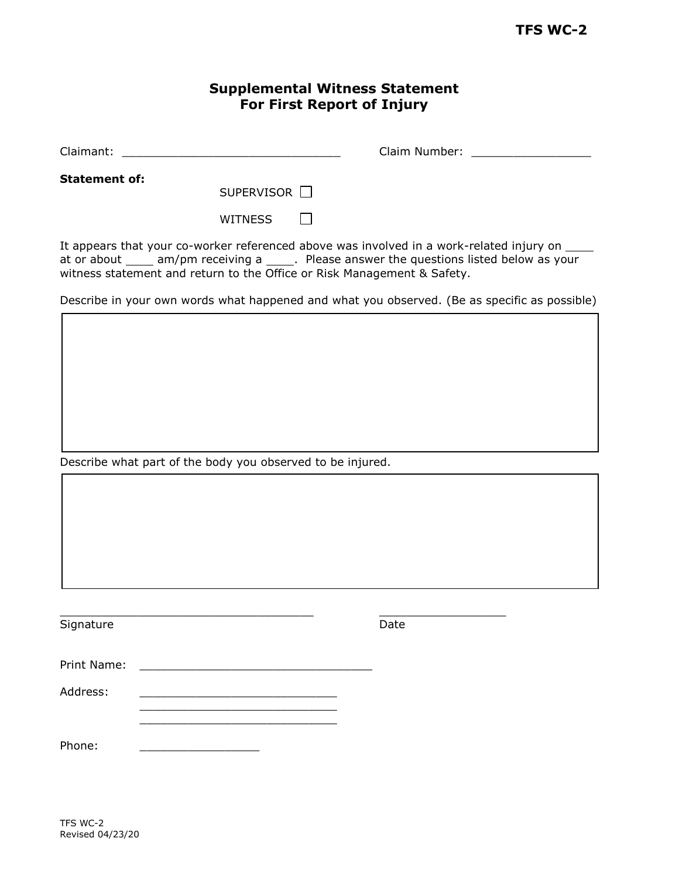**TFS WC-2**

## Supplemental Witness Statement
## For First Report of Injury

Claimant: ______________________________ Claim Number: ________________

**Statement of:**

SUPERVISOR ☐

WITNESS ☐

It appears that your co-worker referenced above was involved in a work-related injury on ____ at or about ____ am/pm receiving a ____. Please answer the questions listed below as your witness statement and return to the Office or Risk Management & Safety.

Describe in your own words what happened and what you observed. (Be as specific as possible)

| |
|---|
| |

Describe what part of the body you observed to be injured.

| |
|---|
| |

___________________________________ ___________________

Signature Date

Print Name: _________________________________

Address: ____________________________

____________________________

____________________________

Phone: _________________

TFS WC-2
Revised 04/23/20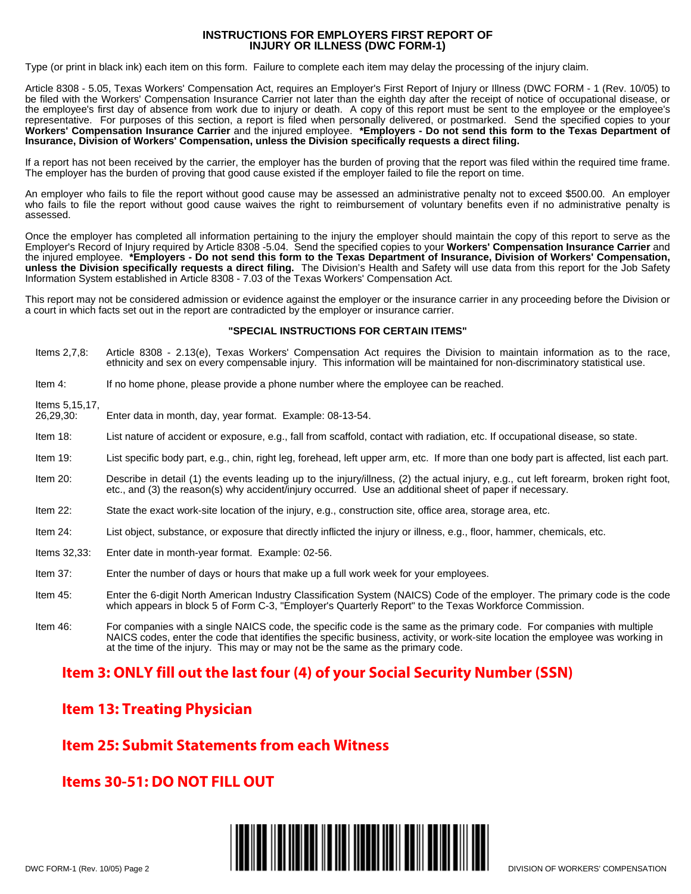# INSTRUCTIONS FOR EMPLOYERS FIRST REPORT OF INJURY OR ILLNESS (DWC FORM-1)

Type (or print in black ink) each item on this form. Failure to complete each item may delay the processing of the injury claim.

Article 8308 - 5.05, Texas Workers' Compensation Act, requires an Employer's First Report of Injury or Illness (DWC FORM - 1 (Rev. 10/05) to be filed with the Workers' Compensation Insurance Carrier not later than the eighth day after the receipt of notice of occupational disease, or the employee's first day of absence from work due to injury or death. A copy of this report must be sent to the employee or the employee's representative. For purposes of this section, a report is filed when personally delivered, or postmarked. Send the specified copies to your **Workers' Compensation Insurance Carrier** and the injured employee. ***Employers - Do not send this form to the Texas Department of Insurance, Division of Workers' Compensation, unless the Division specifically requests a direct filing.**

If a report has not been received by the carrier, the employer has the burden of proving that the report was filed within the required time frame. The employer has the burden of proving that good cause existed if the employer failed to file the report on time.

An employer who fails to file the report without good cause may be assessed an administrative penalty not to exceed $500.00. An employer who fails to file the report without good cause waives the right to reimbursement of voluntary benefits even if no administrative penalty is assessed.

Once the employer has completed all information pertaining to the injury the employer should maintain the copy of this report to serve as the Employer's Record of Injury required by Article 8308 -5.04. Send the specified copies to your **Workers' Compensation Insurance Carrier** and the injured employee. ***Employers - Do not send this form to the Texas Department of Insurance, Division of Workers' Compensation, unless the Division specifically requests a direct filing.** The Division's Health and Safety will use data from this report for the Job Safety Information System established in Article 8308 - 7.03 of the Texas Workers' Compensation Act.

This report may not be considered admission or evidence against the employer or the insurance carrier in any proceeding before the Division or a court in which facts set out in the report are contradicted by the employer or insurance carrier.

## "SPECIAL INSTRUCTIONS FOR CERTAIN ITEMS"

Items 2,7,8: Article 8308 - 2.13(e), Texas Workers' Compensation Act requires the Division to maintain information as to the race, ethnicity and sex on every compensable injury. This information will be maintained for non-discriminatory statistical use.

Item 4: If no home phone, please provide a phone number where the employee can be reached.

Items 5,15,17, 26,29,30: Enter data in month, day, year format. Example: 08-13-54.

Item 18: List nature of accident or exposure, e.g., fall from scaffold, contact with radiation, etc. If occupational disease, so state.

Item 19: List specific body part, e.g., chin, right leg, forehead, left upper arm, etc. If more than one body part is affected, list each part.

Item 20: Describe in detail (1) the events leading up to the injury/illness, (2) the actual injury, e.g., cut left forearm, broken right foot, etc., and (3) the reason(s) why accident/injury occurred. Use an additional sheet of paper if necessary.

Item 22: State the exact work-site location of the injury, e.g., construction site, office area, storage area, etc.

Item 24: List object, substance, or exposure that directly inflicted the injury or illness, e.g., floor, hammer, chemicals, etc.

Items 32,33: Enter date in month-year format. Example: 02-56.

Item 37: Enter the number of days or hours that make up a full work week for your employees.

Item 45: Enter the 6-digit North American Industry Classification System (NAICS) Code of the employer. The primary code is the code which appears in block 5 of Form C-3, "Employer's Quarterly Report" to the Texas Workforce Commission.

Item 46: For companies with a single NAICS code, the specific code is the same as the primary code. For companies with multiple NAICS codes, enter the code that identifies the specific business, activity, or work-site location the employee was working in at the time of the injury. This may or may not be the same as the primary code.

## Item 3: ONLY fill out the last four (4) of your Social Security Number (SSN)

## Item 13: Treating Physician

## Item 25: Submit Statements from each Witness

## Items 30-51: DO NOT FILL OUT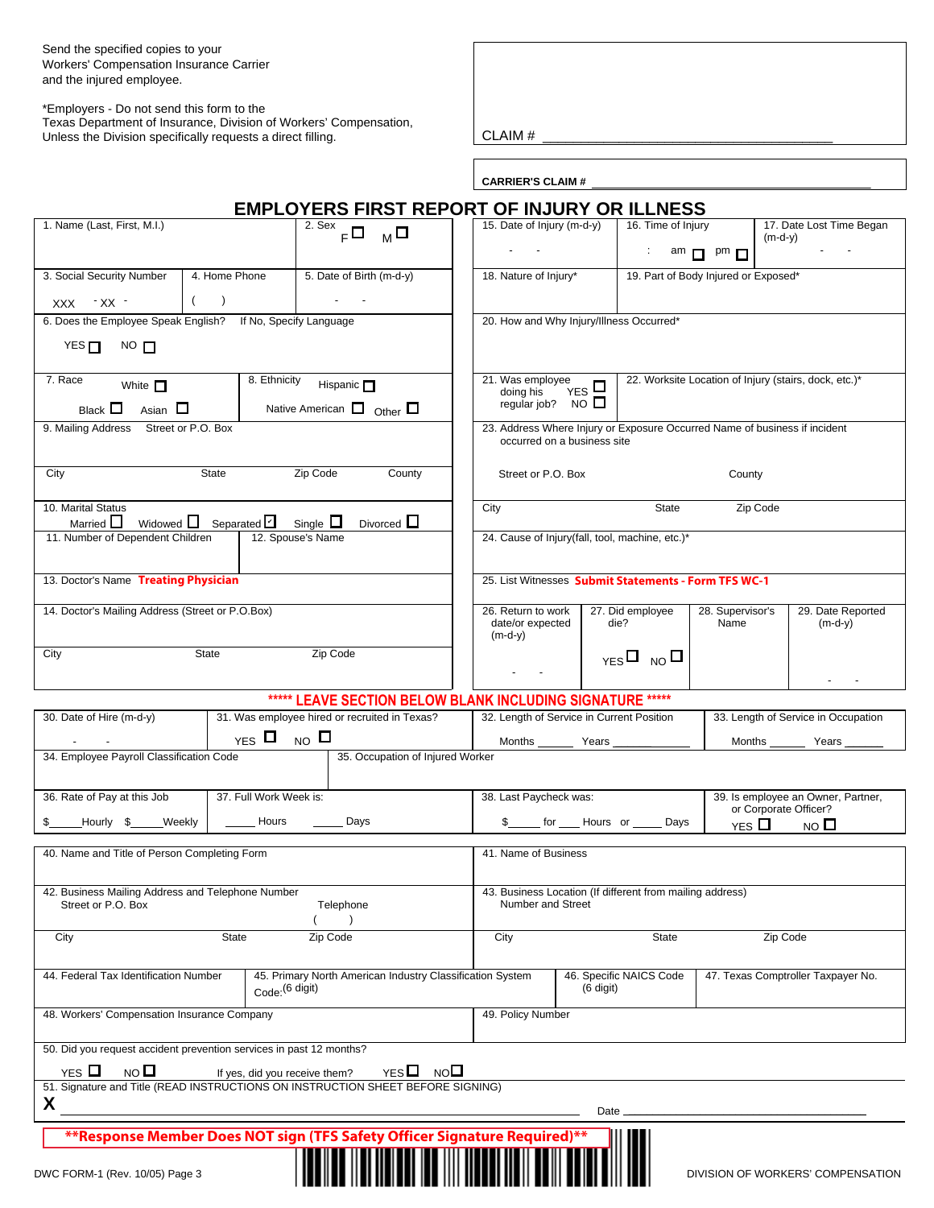Send the specified copies to your
Workers' Compensation Insurance Carrier
and the injured employee.

*Employers - Do not send this form to the
Texas Department of Insurance, Division of Workers' Compensation,
Unless the Division specifically requests a direct filling.

CLAIM # ______________________________

CARRIER'S CLAIM # ______________________________

# EMPLOYERS FIRST REPORT OF INJURY OR ILLNESS

| | |
|---|---|
| 1. Name (Last, First, M.I.) | 2. Sex F ☐ M ☐ |
| 3. Social Security Number XXX - XX - | 4. Home Phone ( ) |
| 5. Date of Birth (m-d-y) - - | |
| 6. Does the Employee Speak English? YES ☐ NO ☐ | If No, Specify Language |
| 7. Race White ☐ Black ☐ Asian ☐ | 8. Ethnicity Hispanic ☐ Native American ☐ Other ☐ |
| 9. Mailing Address Street or P.O. Box | |
| City State Zip Code County | |
| 10. Marital Status Married ☐ Widowed ☐ Separated ☑ Single ☐ Divorced ☐ | |
| 11. Number of Dependent Children | 12. Spouse's Name |
| 13. Doctor's Name **Treating Physician** | |
| 14. Doctor's Mailing Address (Street or P.O.Box) | |
| City State Zip Code | |

| | |
|---|---|
| 15. Date of Injury (m-d-y) - - | 16. Time of Injury : am ☐ pm ☐ |
| 17. Date Lost Time Began (m-d-y) - - | |
| 18. Nature of Injury* | 19. Part of Body Injured or Exposed* |
| 20. How and Why Injury/Illness Occurred* | |
| 21. Was employee doing his regular job? YES ☐ NO ☐ | 22. Worksite Location of Injury (stairs, dock, etc.)* |
| 23. Address Where Injury or Exposure Occurred Name of business if incident occurred on a business site | |
| Street or P.O. Box County | |
| City State Zip Code | |
| 24. Cause of Injury(fall, tool, machine, etc.)* | |
| 25. List Witnesses **Submit Statements - Form TFS WC-1** | |
| 26. Return to work date/or expected (m-d-y) - - | 27. Did employee die? YES ☐ NO ☐ |
| 28. Supervisor's Name | 29. Date Reported (m-d-y) - - |

**\*\*\*\*\* LEAVE SECTION BELOW BLANK INCLUDING SIGNATURE \*\*\*\*\***

| | |
|---|---|
| 30. Date of Hire (m-d-y) - - | 31. Was employee hired or recruited in Texas? YES ☐ NO ☐ |
| 32. Length of Service in Current Position Months ______ Years ______ | 33. Length of Service in Occupation Months ______ Years ______ |
| 34. Employee Payroll Classification Code | 35. Occupation of Injured Worker |
| 36. Rate of Pay at this Job $____Hourly $_____Weekly | 37. Full Work Week is: _____ Hours _____ Days |
| 38. Last Paycheck was: $_____ for ___ Hours or _____ Days | 39. Is employee an Owner, Partner, or Corporate Officer? YES ☐ NO ☐ |
| 40. Name and Title of Person Completing Form | 41. Name of Business |
| 42. Business Mailing Address and Telephone Number Street or P.O. Box Telephone ( ) | 43. Business Location (If different from mailing address) Number and Street |
| City State Zip Code | City State Zip Code |
| 44. Federal Tax Identification Number | 45. Primary North American Industry Classification System Code: (6 digit) |
| 46. Specific NAICS Code (6 digit) | 47. Texas Comptroller Taxpayer No. |
| 48. Workers' Compensation Insurance Company | 49. Policy Number |

50. Did you request accident prevention services in past 12 months?
YES ☐ NO ☐ If yes, did you receive them? YES ☐ NO ☐

51. Signature and Title (READ INSTRUCTIONS ON INSTRUCTION SHEET BEFORE SIGNING)

X ______________________________ Date ______________________________

**\*\*Response Member Does NOT sign (TFS Safety Officer Signature Required)\*\***

DWC FORM-1 (Rev. 10/05) Page 3 DIVISION OF WORKERS' COMPENSATION